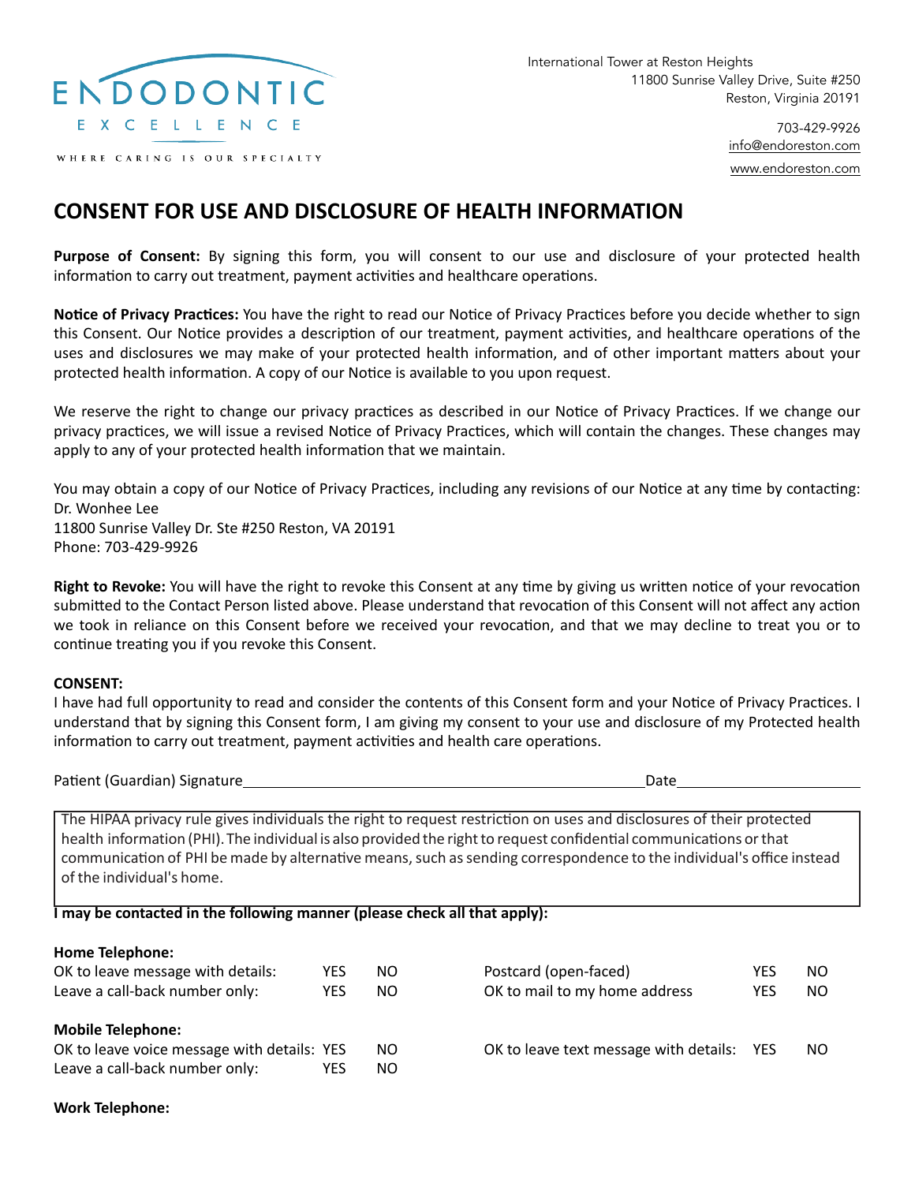ENDODONTIC EXCELLENCE

WHERE CARING IS OUR SPECIALTY

International Tower at Reston Heights
11800 Sunrise Valley Drive, Suite #250
Reston, Virginia 20191

703-429-9926
info@endoreston.com
www.endoreston.com

# CONSENT FOR USE AND DISCLOSURE OF HEALTH INFORMATION

**Purpose of Consent:** By signing this form, you will consent to our use and disclosure of your protected health information to carry out treatment, payment activities and healthcare operations.

**Notice of Privacy Practices:** You have the right to read our Notice of Privacy Practices before you decide whether to sign this Consent. Our Notice provides a description of our treatment, payment activities, and healthcare operations of the uses and disclosures we may make of your protected health information, and of other important matters about your protected health information. A copy of our Notice is available to you upon request.

We reserve the right to change our privacy practices as described in our Notice of Privacy Practices. If we change our privacy practices, we will issue a revised Notice of Privacy Practices, which will contain the changes. These changes may apply to any of your protected health information that we maintain.

You may obtain a copy of our Notice of Privacy Practices, including any revisions of our Notice at any time by contacting:
Dr. Wonhee Lee
11800 Sunrise Valley Dr. Ste #250 Reston, VA 20191
Phone: 703-429-9926

**Right to Revoke:** You will have the right to revoke this Consent at any time by giving us written notice of your revocation submitted to the Contact Person listed above. Please understand that revocation of this Consent will not affect any action we took in reliance on this Consent before we received your revocation, and that we may decline to treat you or to continue treating you if you revoke this Consent.

**CONSENT:**
I have had full opportunity to read and consider the contents of this Consent form and your Notice of Privacy Practices. I understand that by signing this Consent form, I am giving my consent to your use and disclosure of my Protected health information to carry out treatment, payment activities and health care operations.

Patient (Guardian) Signature________________________________________ Date____________________

The HIPAA privacy rule gives individuals the right to request restriction on uses and disclosures of their protected health information (PHI). The individual is also provided the right to request confidential communications or that communication of PHI be made by alternative means, such as sending correspondence to the individual's office instead of the individual's home.

**I may be contacted in the following manner (please check all that apply):**

**Home Telephone:**

| | | | | | |
|---|---|---|---|---|---|
| OK to leave message with details: | YES | NO | Postcard (open-faced) | YES | NO |
| Leave a call-back number only: | YES | NO | OK to mail to my home address | YES | NO |

**Mobile Telephone:**

| | | | | | |
|---|---|---|---|---|---|
| OK to leave voice message with details: | YES | NO | OK to leave text message with details: | YES | NO |
| Leave a call-back number only: | YES | NO | | | |

**Work Telephone:**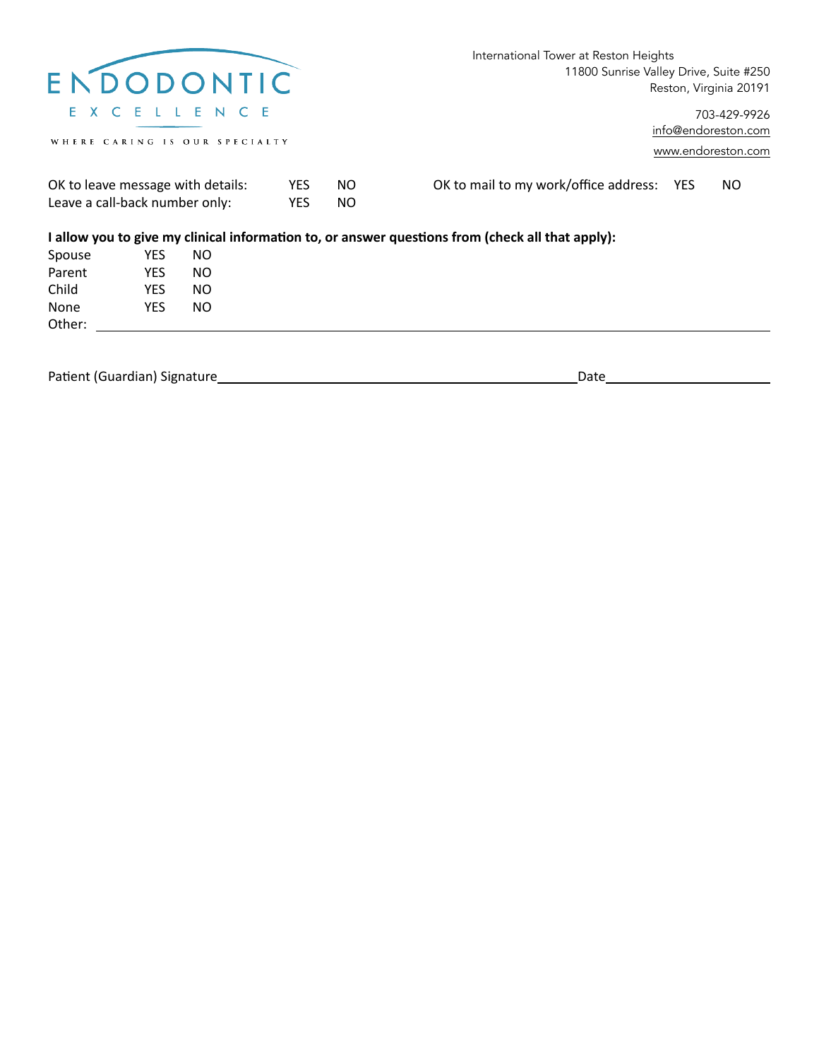ENDODONTIC

EXCELLENCE

WHERE CARING IS OUR SPECIALTY

International Tower at Reston Heights
11800 Sunrise Valley Drive, Suite #250
Reston, Virginia 20191

703-429-9926
info@endoreston.com
www.endoreston.com

OK to leave message with details: YES NO

Leave a call-back number only: YES NO

OK to mail to my work/office address: YES NO

**I allow you to give my clinical information to, or answer questions from (check all that apply):**

| | | |
|---|---|---|
| Spouse | YES | NO |
| Parent | YES | NO |
| Child | YES | NO |
| None | YES | NO |

Other: ______________________________________________

Patient (Guardian) Signature______________________________ Date__________________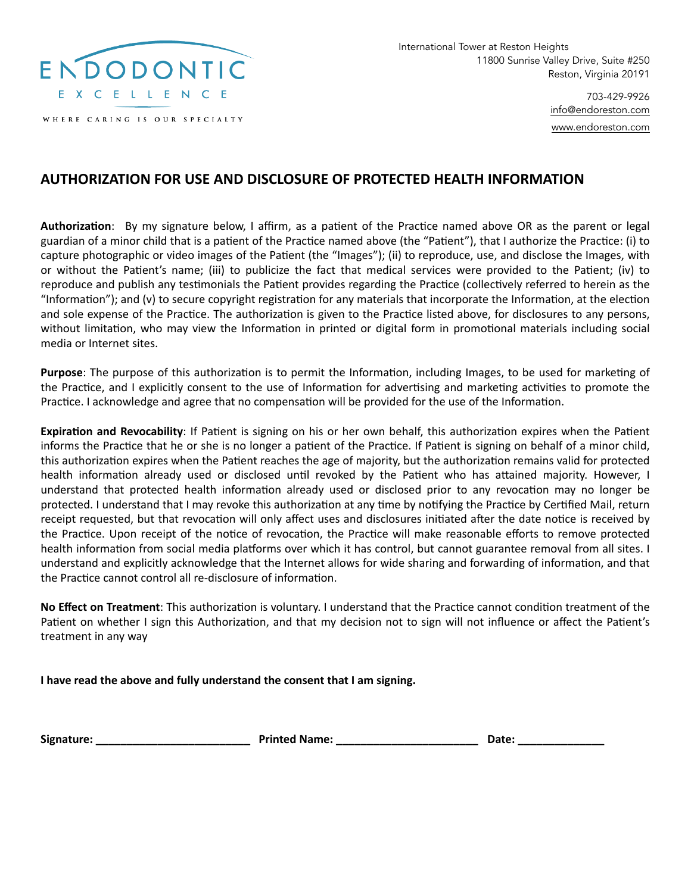ENDODONTIC EXCELLENCE

WHERE CARING IS OUR SPECIALTY

International Tower at Reston Heights
11800 Sunrise Valley Drive, Suite #250
Reston, Virginia 20191

703-429-9926
info@endoreston.com
www.endoreston.com

## AUTHORIZATION FOR USE AND DISCLOSURE OF PROTECTED HEALTH INFORMATION

**Authorization**: By my signature below, I affirm, as a patient of the Practice named above OR as the parent or legal guardian of a minor child that is a patient of the Practice named above (the "Patient"), that I authorize the Practice: (i) to capture photographic or video images of the Patient (the "Images"); (ii) to reproduce, use, and disclose the Images, with or without the Patient's name; (iii) to publicize the fact that medical services were provided to the Patient; (iv) to reproduce and publish any testimonials the Patient provides regarding the Practice (collectively referred to herein as the "Information"); and (v) to secure copyright registration for any materials that incorporate the Information, at the election and sole expense of the Practice. The authorization is given to the Practice listed above, for disclosures to any persons, without limitation, who may view the Information in printed or digital form in promotional materials including social media or Internet sites.

**Purpose**: The purpose of this authorization is to permit the Information, including Images, to be used for marketing of the Practice, and I explicitly consent to the use of Information for advertising and marketing activities to promote the Practice. I acknowledge and agree that no compensation will be provided for the use of the Information.

**Expiration and Revocability**: If Patient is signing on his or her own behalf, this authorization expires when the Patient informs the Practice that he or she is no longer a patient of the Practice. If Patient is signing on behalf of a minor child, this authorization expires when the Patient reaches the age of majority, but the authorization remains valid for protected health information already used or disclosed until revoked by the Patient who has attained majority. However, I understand that protected health information already used or disclosed prior to any revocation may no longer be protected. I understand that I may revoke this authorization at any time by notifying the Practice by Certified Mail, return receipt requested, but that revocation will only affect uses and disclosures initiated after the date notice is received by the Practice. Upon receipt of the notice of revocation, the Practice will make reasonable efforts to remove protected health information from social media platforms over which it has control, but cannot guarantee removal from all sites. I understand and explicitly acknowledge that the Internet allows for wide sharing and forwarding of information, and that the Practice cannot control all re-disclosure of information.

**No Effect on Treatment**: This authorization is voluntary. I understand that the Practice cannot condition treatment of the Patient on whether I sign this Authorization, and that my decision not to sign will not influence or affect the Patient's treatment in any way

**I have read the above and fully understand the consent that I am signing.**

**Signature:** ________________________ **Printed Name:** ______________________ **Date:** _____________